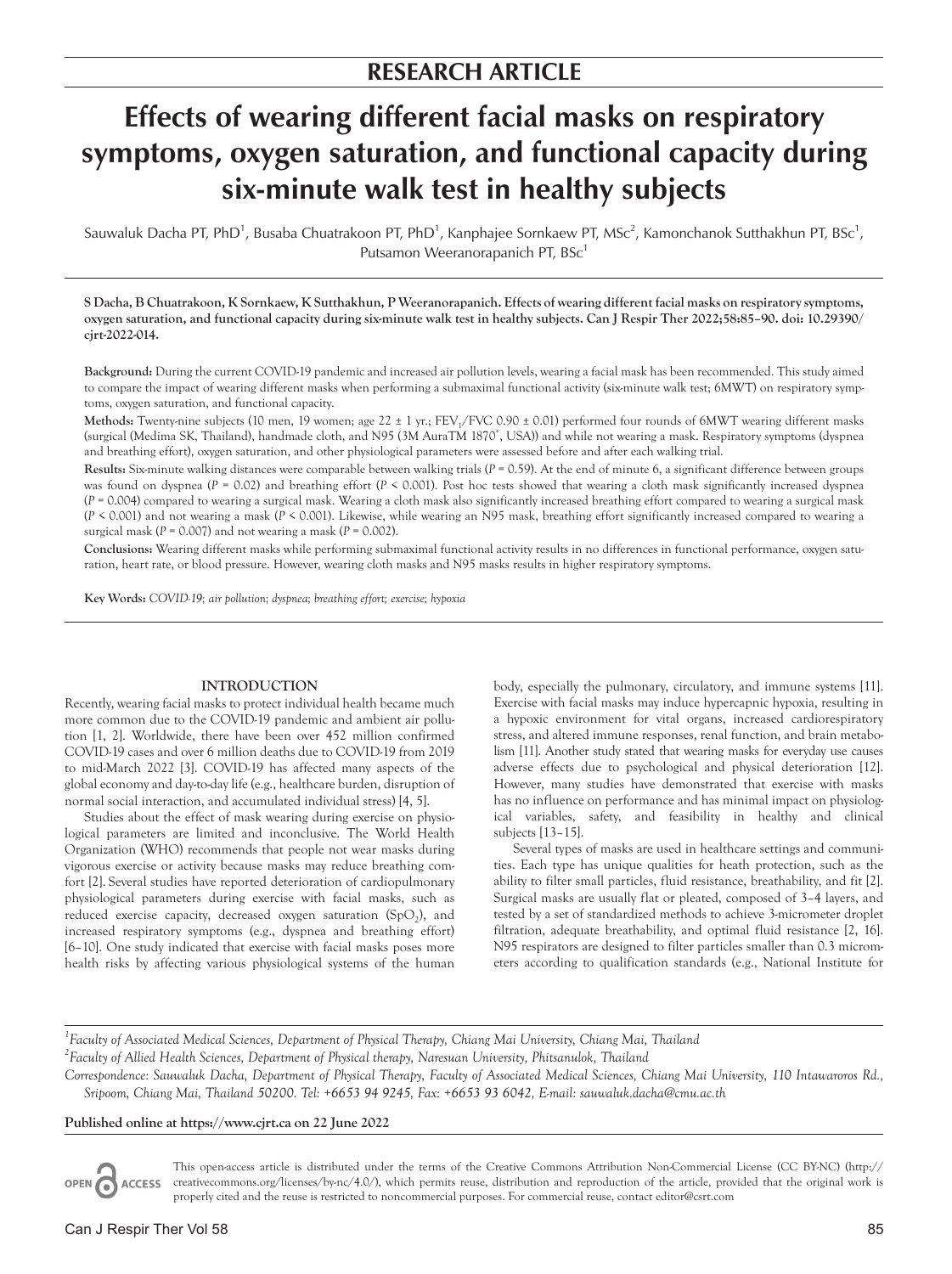RESEARCH ARTICLE

# Effects of wearing different facial masks on respiratory symptoms, oxygen saturation, and functional capacity during six-minute walk test in healthy subjects

Sauwaluk Dacha PT, PhD[1], Busaba Chuatrakoon PT, PhD[1], Kanphajee Sornkaew PT, MSc[2], Kamonchanok Sutthakhun PT, BSc[1], Putsamon Weeranorapanich PT, BSc[1]

**S Dacha, B Chuatrakoon, K Sornkaew, K Sutthakhun, P Weeranorapanich. Effects of wearing different facial masks on respiratory symptoms, oxygen saturation, and functional capacity during six-minute walk test in healthy subjects. Can J Respir Ther 2022;58:85–90. doi: 10.29390/cjrt-2022-014.**

**Background:** During the current COVID-19 pandemic and increased air pollution levels, wearing a facial mask has been recommended. This study aimed to compare the impact of wearing different masks when performing a submaximal functional activity (six-minute walk test; 6MWT) on respiratory symptoms, oxygen saturation, and functional capacity.

**Methods:** Twenty-nine subjects (10 men, 19 women; age 22 ± 1 yr.; $FEV_1$/FVC 0.90 ± 0.01) performed four rounds of 6MWT wearing different masks (surgical (Medima SK, Thailand), handmade cloth, and N95 (3M AuraTM 1870[+], USA)) and while not wearing a mask. Respiratory symptoms (dyspnea and breathing effort), oxygen saturation, and other physiological parameters were assessed before and after each walking trial.

**Results:** Six-minute walking distances were comparable between walking trials ($P = 0.59$). At the end of minute 6, a significant difference between groups was found on dyspnea ($P = 0.02$) and breathing effort ($P < 0.001$). Post hoc tests showed that wearing a cloth mask significantly increased dyspnea ($P = 0.004$) compared to wearing a surgical mask. Wearing a cloth mask also significantly increased breathing effort compared to wearing a surgical mask ($P < 0.001$) and not wearing a mask ($P < 0.001$). Likewise, while wearing an N95 mask, breathing effort significantly increased compared to wearing a surgical mask ($P = 0.007$) and not wearing a mask ($P = 0.002$).

**Conclusions:** Wearing different masks while performing submaximal functional activity results in no differences in functional performance, oxygen saturation, heart rate, or blood pressure. However, wearing cloth masks and N95 masks results in higher respiratory symptoms.

**Key Words:** *COVID-19; air pollution; dyspnea; breathing effort; exercise; hypoxia*

## INTRODUCTION

Recently, wearing facial masks to protect individual health became much more common due to the COVID-19 pandemic and ambient air pollution [1, 2]. Worldwide, there have been over 452 million confirmed COVID-19 cases and over 6 million deaths due to COVID-19 from 2019 to mid-March 2022 [3]. COVID-19 has affected many aspects of the global economy and day-to-day life (e.g., healthcare burden, disruption of normal social interaction, and accumulated individual stress) [4, 5].

Studies about the effect of mask wearing during exercise on physiological parameters are limited and inconclusive. The World Health Organization (WHO) recommends that people not wear masks during vigorous exercise or activity because masks may reduce breathing comfort [2]. Several studies have reported deterioration of cardiopulmonary physiological parameters during exercise with facial masks, such as reduced exercise capacity, decreased oxygen saturation ($SpO_2$), and increased respiratory symptoms (e.g., dyspnea and breathing effort) [6–10]. One study indicated that exercise with facial masks poses more health risks by affecting various physiological systems of the human body, especially the pulmonary, circulatory, and immune systems [11]. Exercise with facial masks may induce hypercapnic hypoxia, resulting in a hypoxic environment for vital organs, increased cardiorespiratory stress, and altered immune responses, renal function, and brain metabolism [11]. Another study stated that wearing masks for everyday use causes adverse effects due to psychological and physical deterioration [12]. However, many studies have demonstrated that exercise with masks has no influence on performance and has minimal impact on physiological variables, safety, and feasibility in healthy and clinical subjects [13–15].

Several types of masks are used in healthcare settings and communities. Each type has unique qualities for heath protection, such as the ability to filter small particles, fluid resistance, breathability, and fit [2]. Surgical masks are usually flat or pleated, composed of 3–4 layers, and tested by a set of standardized methods to achieve 3-micrometer droplet filtration, adequate breathability, and optimal fluid resistance [2, 16]. N95 respirators are designed to filter particles smaller than 0.3 micrometers according to qualification standards (e.g., National Institute for

[1] *Faculty of Associated Medical Sciences, Department of Physical Therapy, Chiang Mai University, Chiang Mai, Thailand*

[2] *Faculty of Allied Health Sciences, Department of Physical therapy, Naresuan University, Phitsanulok, Thailand*

*Correspondence: Sauwaluk Dacha, Department of Physical Therapy, Faculty of Associated Medical Sciences, Chiang Mai University, 110 Intawaroros Rd., Sripoom, Chiang Mai, Thailand 50200. Tel: +6653 94 9245, Fax: +6653 93 6042, E-mail: sauwaluk.dacha@cmu.ac.th*

**Published online at https://www.cjrt.ca on 22 June 2022**

OPEN ACCESS This open-access article is distributed under the terms of the Creative Commons Attribution Non-Commercial License (CC BY-NC) (http://creativecommons.org/licenses/by-nc/4.0/), which permits reuse, distribution and reproduction of the article, provided that the original work is properly cited and the reuse is restricted to noncommercial purposes. For commercial reuse, contact editor@csrt.com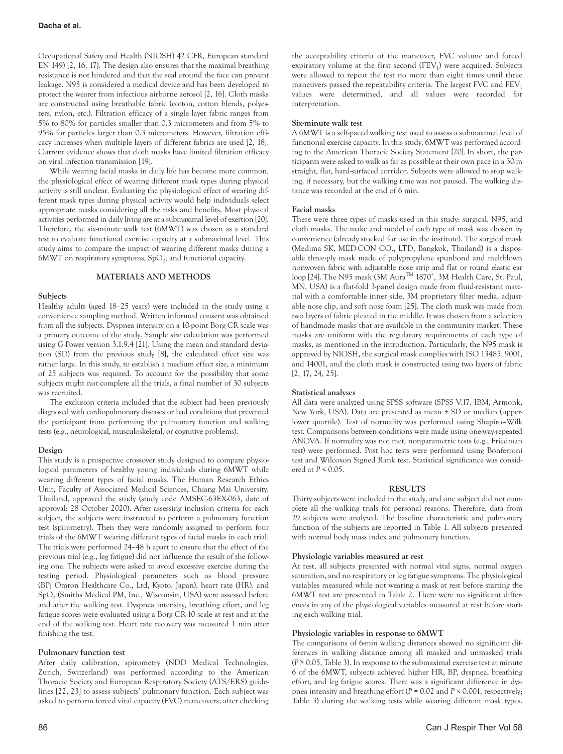Occupational Safety and Health (NIOSH) 42 CFR, European standard EN 149) [2, 16, 17]. The design also ensures that the maximal breathing resistance is not hindered and that the seal around the face can prevent leakage. N95 is considered a medical device and has been developed to protect the wearer from infectious airborne aerosol [2, 16]. Cloth masks are constructed using breathable fabric (cotton, cotton blends, polyesters, nylon, etc.). Filtration efficacy of a single layer fabric ranges from 5% to 80% for particles smaller than 0.3 micrometers and from 5% to 95% for particles larger than 0.3 micrometers. However, filtration efficacy increases when multiple layers of different fabrics are used [2, 18]. Current evidence shows that cloth masks have limited filtration efficacy on viral infection transmission [19].

While wearing facial masks in daily life has become more common, the physiological effect of wearing different mask types during physical activity is still unclear. Evaluating the physiological effect of wearing different mask types during physical activity would help individuals select appropriate masks considering all the risks and benefits. Most physical activities performed in daily living are at a submaximal level of exertion [20]. Therefore, the six-minute walk test (6MWT) was chosen as a standard test to evaluate functional exercise capacity at a submaximal level. This study aims to compare the impact of wearing different masks during a 6MWT on respiratory symptoms, $SpO_2$, and functional capacity.

## MATERIALS AND METHODS

### Subjects

Healthy adults (aged 18–25 years) were included in the study using a convenience sampling method. Written informed consent was obtained from all the subjects. Dyspnea intensity on a 10-point Borg CR scale was a primary outcome of the study. Sample size calculation was performed using G-Power version 3.1.9.4 [21]. Using the mean and standard deviation (SD) from the previous study [8], the calculated effect size was rather large. In this study, to establish a medium effect size, a minimum of 25 subjects was required. To account for the possibility that some subjects might not complete all the trials, a final number of 30 subjects was recruited.

The exclusion criteria included that the subject had been previously diagnosed with cardiopulmonary diseases or had conditions that prevented the participant from performing the pulmonary function and walking tests (e.g., neurological, musculoskeletal, or cognitive problems).

### Design

This study is a prospective crossover study designed to compare physiological parameters of healthy young individuals during 6MWT while wearing different types of facial masks. The Human Research Ethics Unit, Faculty of Associated Medical Sciences, Chiang Mai University, Thailand, approved the study (study code AMSEC-63EX-063, date of approval: 28 October 2020). After assessing inclusion criteria for each subject, the subjects were instructed to perform a pulmonary function test (spirometry). Then they were randomly assigned to perform four trials of the 6MWT wearing different types of facial masks in each trial. The trials were performed 24–48 h apart to ensure that the effect of the previous trial (e.g., leg fatigue) did not influence the result of the following one. The subjects were asked to avoid excessive exercise during the testing period. Physiological parameters such as blood pressure (BP; Omron Healthcare Co., Ltd, Kyoto, Japan), heart rate (HR), and $SpO_2$ (Smiths Medical PM, Inc., Wisconsin, USA) were assessed before and after the walking test. Dyspnea intensity, breathing effort, and leg fatigue scores were evaluated using a Borg CR-10 scale at rest and at the end of the walking test. Heart rate recovery was measured 1 min after finishing the test.

### Pulmonary function test

After daily calibration, spirometry (NDD Medical Technologies, Zurich, Switzerland) was performed according to the American Thoracic Society and European Respiratory Society (ATS/ERS) guidelines [22, 23] to assess subjects' pulmonary function. Each subject was asked to perform forced vital capacity (FVC) maneuvers; after checking the acceptability criteria of the maneuver, FVC volume and forced expiratory volume at the first second ($FEV_1$) were acquired. Subjects were allowed to repeat the test no more than eight times until three maneuvers passed the repeatability criteria. The largest FVC and $FEV_1$ values were determined, and all values were recorded for interpretation.

### Six-minute walk test

A 6MWT is a self-paced walking test used to assess a submaximal level of functional exercise capacity. In this study, 6MWT was performed according to the American Thoracic Society Statement [20]. In short, the participants were asked to walk as far as possible at their own pace in a 30-m straight, flat, hard-surfaced corridor. Subjects were allowed to stop walking, if necessary, but the walking time was not paused. The walking distance was recorded at the end of 6 min.

### Facial masks

There were three types of masks used in this study: surgical, N95, and cloth masks. The make and model of each type of mask was chosen by convenience (already stocked for use in the institute). The surgical mask (Medima SK, MED-CON CO., LTD, Bangkok, Thailand) is a disposable three-ply mask made of polypropylene spunbond and meltblown nonwoven fabric with adjustable nose strip and flat or round elastic ear loop [24]. The N95 mask (3M Aura™ 1870+, 3M Health Care, St. Paul, MN, USA) is a flat-fold 3-panel design made from fluid-resistant material with a comfortable inner side, 3M proprietary filter media, adjustable nose clip, and soft nose foam [25]. The cloth mask was made from two layers of fabric pleated in the middle. It was chosen from a selection of handmade masks that are available in the community market. These masks are uniform with the regulatory requirements of each type of masks, as mentioned in the introduction. Particularly, the N95 mask is approved by NIOSH, the surgical mask complies with ISO 13485, 9001, and 14001, and the cloth mask is constructed using two layers of fabric [2, 17, 24, 25].

### Statistical analyses

All data were analyzed using SPSS software (SPSS V.17, IBM, Armonk, New York, USA). Data are presented as mean ± SD or median (upper-lower quartile). Test of normality was performed using Shapiro–Wilk test. Comparisons between conditions were made using one-way-repeated ANOVA. If normality was not met, nonparametric tests (e.g., Friedman test) were performed. Post hoc tests were performed using Bonferroni test and Wilcoxon Signed Rank test. Statistical significance was considered at $P < 0.05$.

## RESULTS

Thirty subjects were included in the study, and one subject did not complete all the walking trials for personal reasons. Therefore, data from 29 subjects were analyzed. The baseline characteristic and pulmonary function of the subjects are reported in Table 1. All subjects presented with normal body mass index and pulmonary function.

### Physiologic variables measured at rest

At rest, all subjects presented with normal vital signs, normal oxygen saturation, and no respiratory or leg fatigue symptoms. The physiological variables measured while not wearing a mask at rest before starting the 6MWT test are presented in Table 2. There were no significant differences in any of the physiological variables measured at rest before starting each walking trial.

### Physiologic variables in response to 6MWT

The comparisons of 6-min walking distances showed no significant differences in walking distance among all masked and unmasked trials ($P > 0.05$, Table 3). In response to the submaximal exercise test at minute 6 of the 6MWT, subjects achieved higher HR, BP, dyspnea, breathing effort, and leg fatigue scores. There was a significant difference in dyspnea intensity and breathing effort ($P = 0.02$ and $P < 0.001$, respectively; Table 3) during the walking tests while wearing different mask types.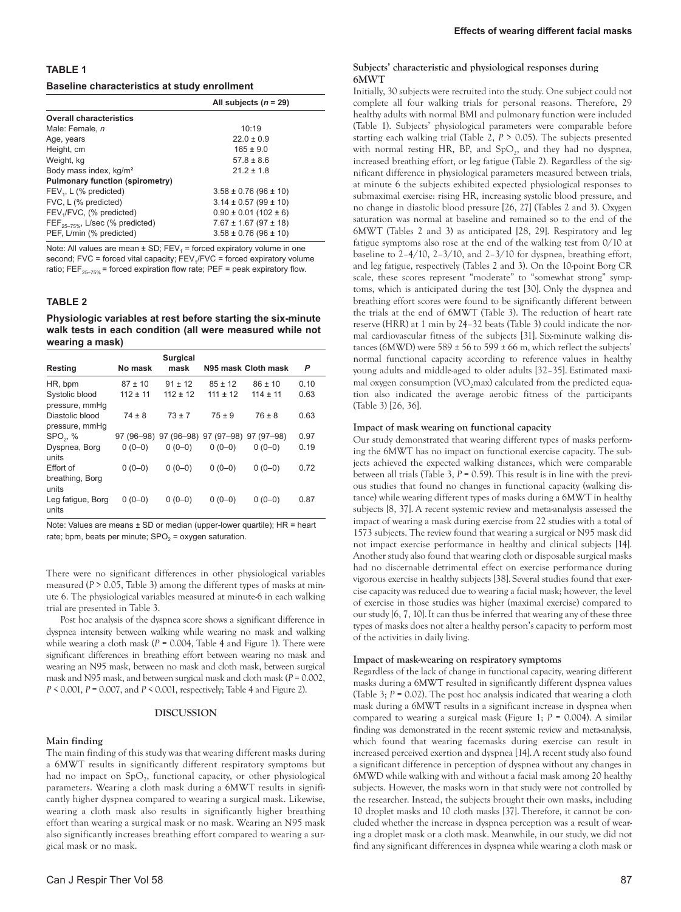**TABLE 1**

**Baseline characteristics at study enrollment**

| | All subjects (*n* = 29) |
|---|---|
| **Overall characteristics** | |
| Male: Female, *n* | 10:19 |
| Age, years | 22.0 ± 0.9 |
| Height, cm | 165 ± 9.0 |
| Weight, kg | 57.8 ± 8.6 |
| Body mass index, kg/m² | 21.2 ± 1.8 |
| **Pulmonary function (spirometry)** | |
| $FEV_1$, L (% predicted) | 3.58 ± 0.76 (96 ± 10) |
| FVC, L (% predicted) | 3.14 ± 0.57 (99 ± 10) |
| $FEV_1$/FVC, (% predicted) | 0.90 ± 0.01 (102 ± 6) |
| $FEF_{25–75\%}$, L/sec (% predicted) | 7.67 ± 1.67 (97 ± 18) |
| PEF, L/min (% predicted) | 3.58 ± 0.76 (96 ± 10) |

Note: All values are mean ± SD; $FEV_1$ = forced expiratory volume in one second; FVC = forced vital capacity; $FEV_1$/FVC = forced expiratory volume ratio; $FEF_{25–75\%}$ = forced expiration flow rate; PEF = peak expiratory flow.

**TABLE 2**

**Physiologic variables at rest before starting the six-minute walk tests in each condition (all were measured while not wearing a mask)**

| Resting | No mask | Surgical mask | N95 mask | Cloth mask | *P* |
|---|---|---|---|---|---|
| HR, bpm | 87 ± 10 | 91 ± 12 | 85 ± 12 | 86 ± 10 | 0.10 |
| Systolic blood pressure, mmHg | 112 ± 11 | 112 ± 12 | 111 ± 12 | 114 ± 11 | 0.63 |
| Diastolic blood pressure, mmHg | 74 ± 8 | 73 ± 7 | 75 ± 9 | 76 ± 8 | 0.63 |
| $SPO_2$, % | 97 (96–98) | 97 (96–98) | 97 (97–98) | 97 (97–98) | 0.97 |
| Dyspnea, Borg units | 0 (0–0) | 0 (0–0) | 0 (0–0) | 0 (0–0) | 0.19 |
| Effort of breathing, Borg units | 0 (0–0) | 0 (0–0) | 0 (0–0) | 0 (0–0) | 0.72 |
| Leg fatigue, Borg units | 0 (0–0) | 0 (0–0) | 0 (0–0) | 0 (0–0) | 0.87 |

Note: Values are means ± SD or median (upper-lower quartile); HR = heart rate; bpm, beats per minute; $SPO_2$ = oxygen saturation.

There were no significant differences in other physiological variables measured ($P > 0.05$, Table 3) among the different types of masks at minute 6. The physiological variables measured at minute-6 in each walking trial are presented in Table 3.

Post hoc analysis of the dyspnea score shows a significant difference in dyspnea intensity between walking while wearing no mask and walking while wearing a cloth mask ($P = 0.004$, Table 4 and Figure 1). There were significant differences in breathing effort between wearing no mask and wearing an N95 mask, between no mask and cloth mask, between surgical mask and N95 mask, and between surgical mask and cloth mask ($P = 0.002$, $P < 0.001$, $P = 0.007$, and $P < 0.001$, respectively; Table 4 and Figure 2).

## DISCUSSION

### Main finding

The main finding of this study was that wearing different masks during a 6MWT results in significantly different respiratory symptoms but had no impact on $SpO_2$, functional capacity, or other physiological parameters. Wearing a cloth mask during a 6MWT results in significantly higher dyspnea compared to wearing a surgical mask. Likewise, wearing a cloth mask also results in significantly higher breathing effort than wearing a surgical mask or no mask. Wearing an N95 mask also significantly increases breathing effort compared to wearing a surgical mask or no mask.

### Subjects' characteristic and physiological responses during 6MWT

Initially, 30 subjects were recruited into the study. One subject could not complete all four walking trials for personal reasons. Therefore, 29 healthy adults with normal BMI and pulmonary function were included (Table 1). Subjects' physiological parameters were comparable before starting each walking trial (Table 2, $P > 0.05$). The subjects presented with normal resting HR, BP, and $SpO_2$, and they had no dyspnea, increased breathing effort, or leg fatigue (Table 2). Regardless of the significant difference in physiological parameters measured between trials, at minute 6 the subjects exhibited expected physiological responses to submaximal exercise: rising HR, increasing systolic blood pressure, and no change in diastolic blood pressure [26, 27] (Tables 2 and 3). Oxygen saturation was normal at baseline and remained so to the end of the 6MWT (Tables 2 and 3) as anticipated [28, 29]. Respiratory and leg fatigue symptoms also rose at the end of the walking test from 0/10 at baseline to 2–4/10, 2–3/10, and 2–3/10 for dyspnea, breathing effort, and leg fatigue, respectively (Tables 2 and 3). On the 10-point Borg CR scale, these scores represent "moderate" to "somewhat strong" symptoms, which is anticipated during the test [30]. Only the dyspnea and breathing effort scores were found to be significantly different between the trials at the end of 6MWT (Table 3). The reduction of heart rate reserve (HRR) at 1 min by 24–32 beats (Table 3) could indicate the normal cardiovascular fitness of the subjects [31]. Six-minute walking distances (6MWD) were 589 ± 56 to 599 ± 66 m, which reflect the subjects' normal functional capacity according to reference values in healthy young adults and middle-aged to older adults [32–35]. Estimated maximal oxygen consumption ($VO_2$max) calculated from the predicted equation also indicated the average aerobic fitness of the participants (Table 3) [26, 36].

### Impact of mask wearing on functional capacity

Our study demonstrated that wearing different types of masks performing the 6MWT has no impact on functional exercise capacity. The subjects achieved the expected walking distances, which were comparable between all trials (Table 3, $P = 0.59$). This result is in line with the previous studies that found no changes in functional capacity (walking distance) while wearing different types of masks during a 6MWT in healthy subjects [8, 37]. A recent systemic review and meta-analysis assessed the impact of wearing a mask during exercise from 22 studies with a total of 1573 subjects. The review found that wearing a surgical or N95 mask did not impact exercise performance in healthy and clinical subjects [14]. Another study also found that wearing cloth or disposable surgical masks had no discernable detrimental effect on exercise performance during vigorous exercise in healthy subjects [38]. Several studies found that exercise capacity was reduced due to wearing a facial mask; however, the level of exercise in those studies was higher (maximal exercise) compared to our study [6, 7, 10]. It can thus be inferred that wearing any of these three types of masks does not alter a healthy person's capacity to perform most of the activities in daily living.

### Impact of mask-wearing on respiratory symptoms

Regardless of the lack of change in functional capacity, wearing different masks during a 6MWT resulted in significantly different dyspnea values (Table 3; $P = 0.02$). The post hoc analysis indicated that wearing a cloth mask during a 6MWT results in a significant increase in dyspnea when compared to wearing a surgical mask (Figure 1; $P = 0.004$). A similar finding was demonstrated in the recent systemic review and meta-analysis, which found that wearing facemasks during exercise can result in increased perceived exertion and dyspnea [14]. A recent study also found a significant difference in perception of dyspnea without any changes in 6MWD while walking with and without a facial mask among 20 healthy subjects. However, the masks worn in that study were not controlled by the researcher. Instead, the subjects brought their own masks, including 10 droplet masks and 10 cloth masks [37]. Therefore, it cannot be concluded whether the increase in dyspnea perception was a result of wearing a droplet mask or a cloth mask. Meanwhile, in our study, we did not find any significant differences in dyspnea while wearing a cloth mask or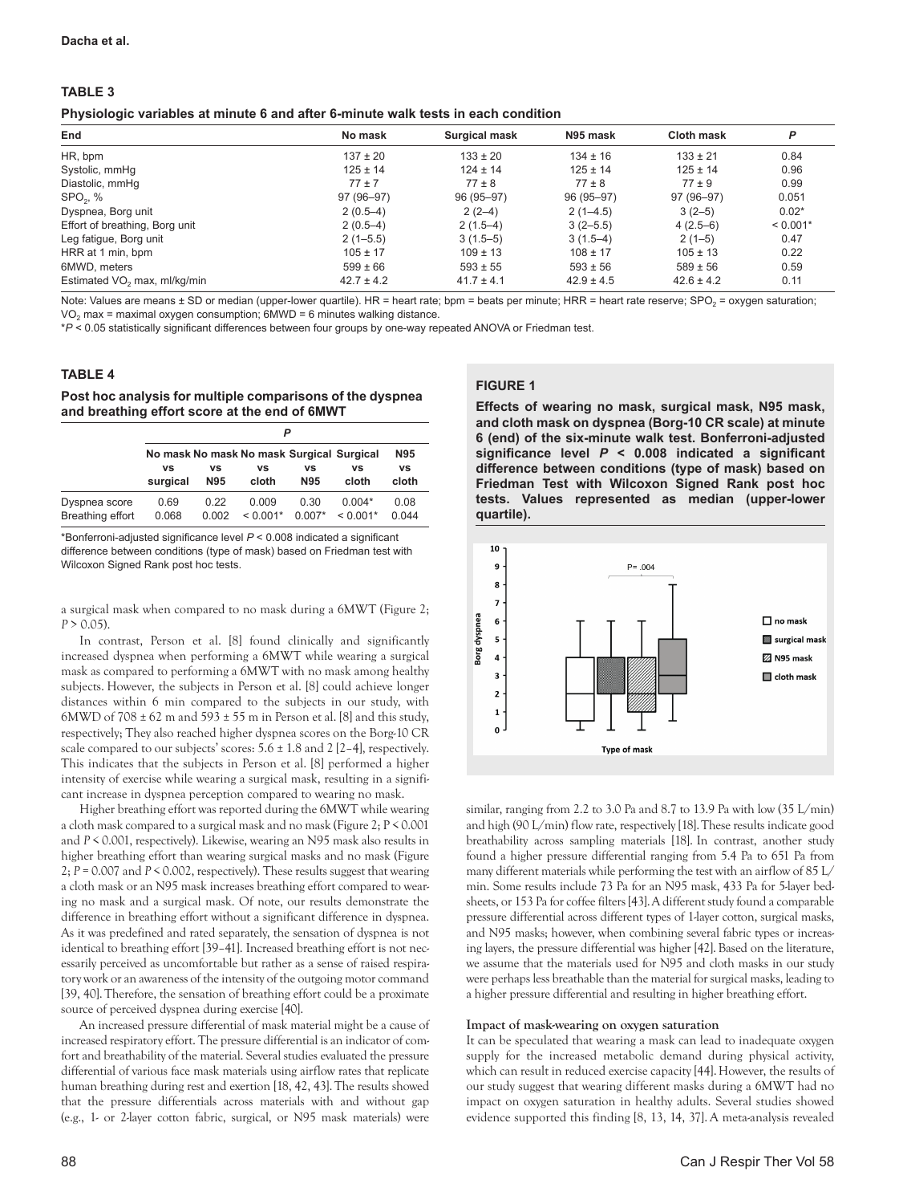**TABLE 3**

**Physiologic variables at minute 6 and after 6-minute walk tests in each condition**

| End | No mask | Surgical mask | N95 mask | Cloth mask | *P* |
|---|---|---|---|---|---|
| HR, bpm | 137 ± 20 | 133 ± 20 | 134 ± 16 | 133 ± 21 | 0.84 |
| Systolic, mmHg | 125 ± 14 | 124 ± 14 | 125 ± 14 | 125 ± 14 | 0.96 |
| Diastolic, mmHg | 77 ± 7 | 77 ± 8 | 77 ± 8 | 77 ± 9 | 0.99 |
| $SPO_2$, % | 97 (96–97) | 96 (95–97) | 96 (95–97) | 97 (96–97) | 0.051 |
| Dyspnea, Borg unit | 2 (0.5–4) | 2 (2–4) | 2 (1–4.5) | 3 (2–5) | 0.02* |
| Effort of breathing, Borg unit | 2 (0.5–4) | 2 (1.5–4) | 3 (2–5.5) | 4 (2.5–6) | < 0.001* |
| Leg fatigue, Borg unit | 2 (1–5.5) | 3 (1.5–5) | 3 (1.5–4) | 2 (1–5) | 0.47 |
| HRR at 1 min, bpm | 105 ± 17 | 109 ± 13 | 108 ± 17 | 105 ± 13 | 0.22 |
| 6MWD, meters | 599 ± 66 | 593 ± 55 | 593 ± 56 | 589 ± 56 | 0.59 |
| Estimated $VO_2$ max, ml/kg/min | 42.7 ± 4.2 | 41.7 ± 4.1 | 42.9 ± 4.5 | 42.6 ± 4.2 | 0.11 |

Note: Values are means ± SD or median (upper-lower quartile). HR = heart rate; bpm = beats per minute; HRR = heart rate reserve; $SPO_2$ = oxygen saturation; $VO_2$ max = maximal oxygen consumption; 6MWD = 6 minutes walking distance.

*$P < 0.05$ statistically significant differences between four groups by one-way repeated ANOVA or Friedman test.

**TABLE 4**

**Post hoc analysis for multiple comparisons of the dyspnea and breathing effort score at the end of 6MWT**

| | *P* | | | | | |
|---|---|---|---|---|---|---|
| | No mask vs surgical | No mask vs N95 | No mask vs cloth | Surgical vs N95 | Surgical vs cloth | N95 vs cloth |
| Dyspnea score | 0.69 | 0.22 | 0.009 | 0.30 | 0.004* | 0.08 |
| Breathing effort | 0.068 | 0.002 | < 0.001* | 0.007* | < 0.001* | 0.044 |

*Bonferroni-adjusted significance level $P < 0.008$ indicated a significant difference between conditions (type of mask) based on Friedman test with Wilcoxon Signed Rank post hoc tests.

a surgical mask when compared to no mask during a 6MWT (Figure 2; $P > 0.05$).

In contrast, Person et al. [8] found clinically and significantly increased dyspnea when performing a 6MWT while wearing a surgical mask as compared to performing a 6MWT with no mask among healthy subjects. However, the subjects in Person et al. [8] could achieve longer distances within 6 min compared to the subjects in our study, with 6MWD of 708 ± 62 m and 593 ± 55 m in Person et al. [8] and this study, respectively; They also reached higher dyspnea scores on the Borg-10 CR scale compared to our subjects' scores: 5.6 ± 1.8 and 2 [2–4], respectively. This indicates that the subjects in Person et al. [8] performed a higher intensity of exercise while wearing a surgical mask, resulting in a significant increase in dyspnea perception compared to wearing no mask.

Higher breathing effort was reported during the 6MWT while wearing a cloth mask compared to a surgical mask and no mask (Figure 2; $P < 0.001$ and $P < 0.001$, respectively). Likewise, wearing an N95 mask also results in higher breathing effort than wearing surgical masks and no mask (Figure 2; $P = 0.007$ and $P < 0.002$, respectively). These results suggest that wearing a cloth mask or an N95 mask increases breathing effort compared to wearing no mask and a surgical mask. Of note, our results demonstrate the difference in breathing effort without a significant difference in dyspnea. As it was predefined and rated separately, the sensation of dyspnea is not identical to breathing effort [39–41]. Increased breathing effort is not necessarily perceived as uncomfortable but rather as a sense of raised respiratory work or an awareness of the intensity of the outgoing motor command [39, 40]. Therefore, the sensation of breathing effort could be a proximate source of perceived dyspnea during exercise [40].

An increased pressure differential of mask material might be a cause of increased respiratory effort. The pressure differential is an indicator of comfort and breathability of the material. Several studies evaluated the pressure differential of various face mask materials using airflow rates that replicate human breathing during rest and exertion [18, 42, 43]. The results showed that the pressure differentials across materials with and without gap (e.g., 1- or 2-layer cotton fabric, surgical, or N95 mask materials) were

**FIGURE 1**

**Effects of wearing no mask, surgical mask, N95 mask, and cloth mask on dyspnea (Borg-10 CR scale) at minute 6 (end) of the six-minute walk test. Bonferroni-adjusted significance level $P < 0.008$ indicated a significant difference between conditions (type of mask) based on Friedman Test with Wilcoxon Signed Rank post hoc tests. Values represented as median (upper-lower quartile).**

similar, ranging from 2.2 to 3.0 Pa and 8.7 to 13.9 Pa with low (35 L/min) and high (90 L/min) flow rate, respectively [18]. These results indicate good breathability across sampling materials [18]. In contrast, another study found a higher pressure differential ranging from 5.4 Pa to 651 Pa from many different materials while performing the test with an airflow of 85 L/min. Some results include 73 Pa for an N95 mask, 433 Pa for 5-layer bedsheets, or 153 Pa for coffee filters [43]. A different study found a comparable pressure differential across different types of 1-layer cotton, surgical masks, and N95 masks; however, when combining several fabric types or increasing layers, the pressure differential was higher [42]. Based on the literature, we assume that the materials used for N95 and cloth masks in our study were perhaps less breathable than the material for surgical masks, leading to a higher pressure differential and resulting in higher breathing effort.

#### Impact of mask-wearing on oxygen saturation

It can be speculated that wearing a mask can lead to inadequate oxygen supply for the increased metabolic demand during physical activity, which can result in reduced exercise capacity [44]. However, the results of our study suggest that wearing different masks during a 6MWT had no impact on oxygen saturation in healthy adults. Several studies showed evidence supported this finding [8, 13, 14, 37]. A meta-analysis revealed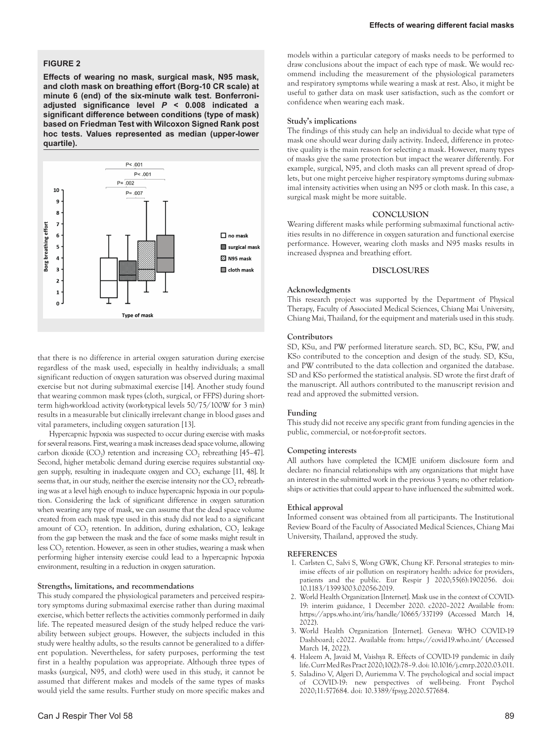**FIGURE 2**

**Effects of wearing no mask, surgical mask, N95 mask, and cloth mask on breathing effort (Borg-10 CR scale) at minute 6 (end) of the six-minute walk test. Bonferroni-adjusted significance level *P* < 0.008 indicated a significant difference between conditions (type of mask) based on Friedman Test with Wilcoxon Signed Rank post hoc tests. Values represented as median (upper-lower quartile).**

that there is no difference in arterial oxygen saturation during exercise regardless of the mask used, especially in healthy individuals; a small significant reduction of oxygen saturation was observed during maximal exercise but not during submaximal exercise [14]. Another study found that wearing common mask types (cloth, surgical, or FFPS) during short-term high-workload activity (work-typical levels 50/75/100W for 3 min) results in a measurable but clinically irrelevant change in blood gases and vital parameters, including oxygen saturation [13].

Hypercapnic hypoxia was suspected to occur during exercise with masks for several reasons. First, wearing a mask increases dead space volume, allowing carbon dioxide ($CO_2$) retention and increasing $CO_2$ rebreathing [45–47]. Second, higher metabolic demand during exercise requires substantial oxygen supply, resulting in inadequate oxygen and $CO_2$ exchange [11, 48]. It seems that, in our study, neither the exercise intensity nor the $CO_2$ rebreathing was at a level high enough to induce hypercapnic hypoxia in our population. Considering the lack of significant difference in oxygen saturation when wearing any type of mask, we can assume that the dead space volume created from each mask type used in this study did not lead to a significant amount of $CO_2$ retention. In addition, during exhalation, $CO_2$ leakage from the gap between the mask and the face of some masks might result in less $CO_2$ retention. However, as seen in other studies, wearing a mask when performing higher intensity exercise could lead to a hypercapnic hypoxia environment, resulting in a reduction in oxygen saturation.

### Strengths, limitations, and recommendations

This study compared the physiological parameters and perceived respiratory symptoms during submaximal exercise rather than during maximal exercise, which better reflects the activities commonly performed in daily life. The repeated measured design of the study helped reduce the variability between subject groups. However, the subjects included in this study were healthy adults, so the results cannot be generalized to a different population. Nevertheless, for safety purposes, performing the test first in a healthy population was appropriate. Although three types of masks (surgical, N95, and cloth) were used in this study, it cannot be assumed that different makes and models of the same types of masks would yield the same results. Further study on more specific makes and models within a particular category of masks needs to be performed to draw conclusions about the impact of each type of mask. We would recommend including the measurement of the physiological parameters and respiratory symptoms while wearing a mask at rest. Also, it might be useful to gather data on mask user satisfaction, such as the comfort or confidence when wearing each mask.

### Study's implications

The findings of this study can help an individual to decide what type of mask one should wear during daily activity. Indeed, difference in protective quality is the main reason for selecting a mask. However, many types of masks give the same protection but impact the wearer differently. For example, surgical, N95, and cloth masks can all prevent spread of droplets, but one might perceive higher respiratory symptoms during submaximal intensity activities when using an N95 or cloth mask. In this case, a surgical mask might be more suitable.

## CONCLUSION

Wearing different masks while performing submaximal functional activities results in no difference in oxygen saturation and functional exercise performance. However, wearing cloth masks and N95 masks results in increased dyspnea and breathing effort.

## DISCLOSURES

### Acknowledgments

This research project was supported by the Department of Physical Therapy, Faculty of Associated Medical Sciences, Chiang Mai University, Chiang Mai, Thailand, for the equipment and materials used in this study.

### Contributors

SD, KSu, and PW performed literature search. SD, BC, KSu, PW, and KSo contributed to the conception and design of the study. SD, KSu, and PW contributed to the data collection and organized the database. SD and KSo performed the statistical analysis. SD wrote the first draft of the manuscript. All authors contributed to the manuscript revision and read and approved the submitted version.

### Funding

This study did not receive any specific grant from funding agencies in the public, commercial, or not-for-profit sectors.

### Competing interests

All authors have completed the ICMJE uniform disclosure form and declare: no financial relationships with any organizations that might have an interest in the submitted work in the previous 3 years; no other relationships or activities that could appear to have influenced the submitted work.

### Ethical approval

Informed consent was obtained from all participants. The Institutional Review Board of the Faculty of Associated Medical Sciences, Chiang Mai University, Thailand, approved the study.

## REFERENCES

1. Carlsten C, Salvi S, Wong GWK, Chung KF. Personal strategies to minimise effects of air pollution on respiratory health: advice for providers, patients and the public. Eur Respir J 2020;55(6):1902056. doi: 10.1183/13993003.02056-2019.
2. World Health Organization [Internet]. Mask use in the context of COVID-19: interim guidance, 1 December 2020. c2020–2022 Available from: https://apps.who.int/iris/handle/10665/337199 (Accessed March 14, 2022).
3. World Health Organization [Internet]. Geneva: WHO COVID-19 Dashboard; c2022. Available from: https://covid19.who.int/ (Accessed March 14, 2022).
4. Haleem A, Javaid M, Vaishya R. Effects of COVID-19 pandemic in daily life. Curr Med Res Pract 2020;10(2):78–9. doi: 10.1016/j.cmrp.2020.03.011.
5. Saladino V, Algeri D, Auriemma V. The psychological and social impact of COVID-19: new perspectives of well-being. Front Psychol 2020;11:577684. doi: 10.3389/fpsyg.2020.577684.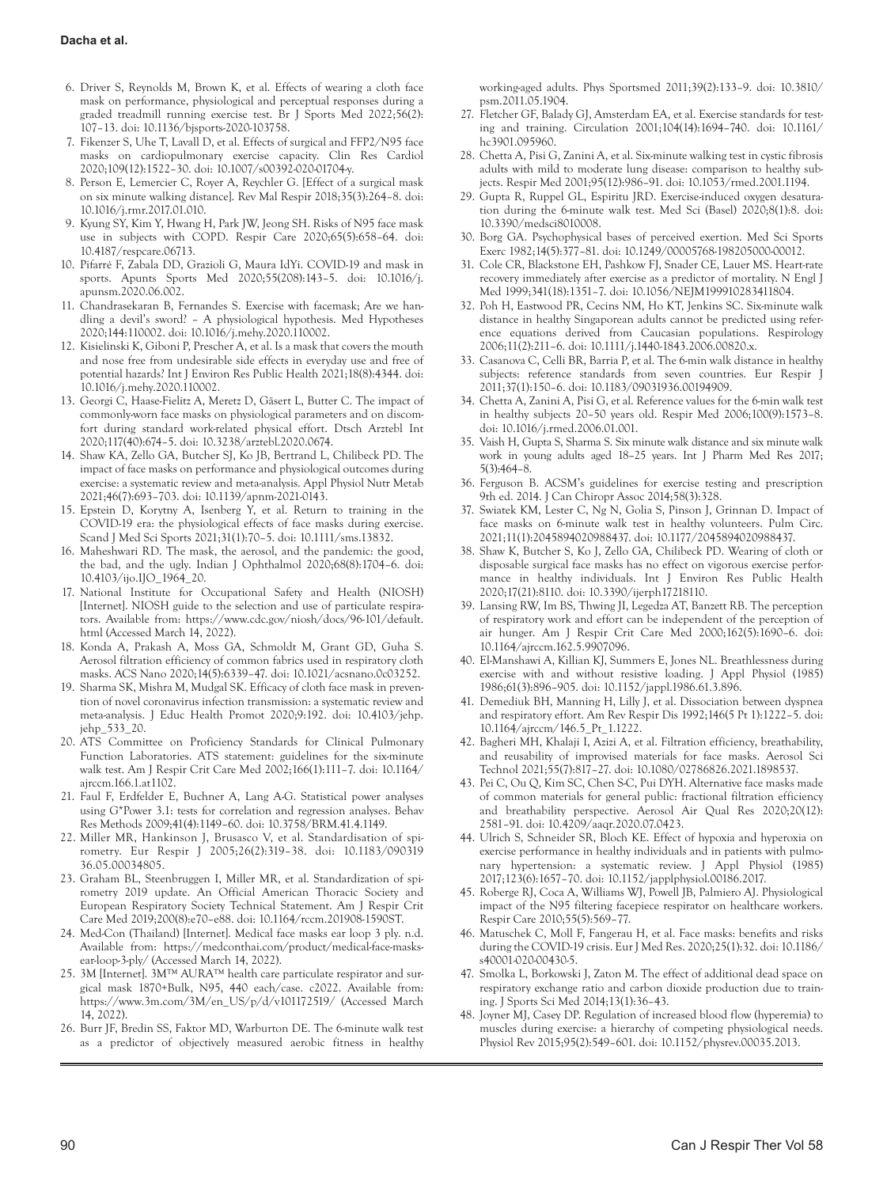6. Driver S, Reynolds M, Brown K, et al. Effects of wearing a cloth face mask on performance, physiological and perceptual responses during a graded treadmill running exercise test. Br J Sports Med 2022;56(2): 107–13. doi: 10.1136/bjsports-2020-103758.
7. Fikenzer S, Uhe T, Lavall D, et al. Effects of surgical and FFP2/N95 face masks on cardiopulmonary exercise capacity. Clin Res Cardiol 2020;109(12):1522–30. doi: 10.1007/s00392-020-01704-y.
8. Person E, Lemercier C, Royer A, Reychler G. [Effect of a surgical mask on six minute walking distance]. Rev Mal Respir 2018;35(3):264–8. doi: 10.1016/j.rmr.2017.01.010.
9. Kyung SY, Kim Y, Hwang H, Park JW, Jeong SH. Risks of N95 face mask use in subjects with COPD. Respir Care 2020;65(5):658–64. doi: 10.4187/respcare.06713.
10. Pifarré F, Zabala DD, Grazioli G, Maura IdYi. COVID-19 and mask in sports. Apunts Sports Med 2020;55(208):143–5. doi: 10.1016/j.apunsm.2020.06.002.
11. Chandrasekaran B, Fernandes S. Exercise with facemask; Are we handling a devil's sword? – A physiological hypothesis. Med Hypotheses 2020;144:110002. doi: 10.1016/j.mehy.2020.110002.
12. Kisielinski K, Giboni P, Prescher A, et al. Is a mask that covers the mouth and nose free from undesirable side effects in everyday use and free of potential hazards? Int J Environ Res Public Health 2021;18(8):4344. doi: 10.1016/j.mehy.2020.110002.
13. Georgi C, Haase-Fielitz A, Meretz D, Gäsert L, Butter C. The impact of commonly-worn face masks on physiological parameters and on discomfort during standard work-related physical effort. Dtsch Arztebl Int 2020;117(40):674–5. doi: 10.3238/arztebl.2020.0674.
14. Shaw KA, Zello GA, Butcher SJ, Ko JB, Bertrand L, Chilibeck PD. The impact of face masks on performance and physiological outcomes during exercise: a systematic review and meta-analysis. Appl Physiol Nutr Metab 2021;46(7):693–703. doi: 10.1139/apnm-2021-0143.
15. Epstein D, Korytny A, Isenberg Y, et al. Return to training in the COVID-19 era: the physiological effects of face masks during exercise. Scand J Med Sci Sports 2021;31(1):70–5. doi: 10.1111/sms.13832.
16. Maheshwari RD. The mask, the aerosol, and the pandemic: the good, the bad, and the ugly. Indian J Ophthalmol 2020;68(8):1704–6. doi: 10.4103/ijo.IJO_1964_20.
17. National Institute for Occupational Safety and Health (NIOSH) [Internet]. NIOSH guide to the selection and use of particulate respirators. Available from: https://www.cdc.gov/niosh/docs/96-101/default.html (Accessed March 14, 2022).
18. Konda A, Prakash A, Moss GA, Schmoldt M, Grant GD, Guha S. Aerosol filtration efficiency of common fabrics used in respiratory cloth masks. ACS Nano 2020;14(5):6339–47. doi: 10.1021/acsnano.0c03252.
19. Sharma SK, Mishra M, Mudgal SK. Efficacy of cloth face mask in prevention of novel coronavirus infection transmission: a systematic review and meta-analysis. J Educ Health Promot 2020;9:192. doi: 10.4103/jehp.jehp_533_20.
20. ATS Committee on Proficiency Standards for Clinical Pulmonary Function Laboratories. ATS statement: guidelines for the six-minute walk test. Am J Respir Crit Care Med 2002;166(1):111–7. doi: 10.1164/ajrccm.166.1.at1102.
21. Faul F, Erdfelder E, Buchner A, Lang A-G. Statistical power analyses using G*Power 3.1: tests for correlation and regression analyses. Behav Res Methods 2009;41(4):1149–60. doi: 10.3758/BRM.41.4.1149.
22. Miller MR, Hankinson J, Brusasco V, et al. Standardisation of spirometry. Eur Respir J 2005;26(2):319–38. doi: 10.1183/09031936.05.00034805.
23. Graham BL, Steenbruggen I, Miller MR, et al. Standardization of spirometry 2019 update. An Official American Thoracic Society and European Respiratory Society Technical Statement. Am J Respir Crit Care Med 2019;200(8):e70–e88. doi: 10.1164/rccm.201908-1590ST.
24. Med-Con (Thailand) [Internet]. Medical face masks ear loop 3 ply. n.d. Available from: https://medconthai.com/product/medical-face-masks-ear-loop-3-ply/ (Accessed March 14, 2022).
25. 3M [Internet]. 3M™ AURA™ health care particulate respirator and surgical mask 1870+Bulk, N95, 440 each/case. c2022. Available from: https://www.3m.com/3M/en_US/p/d/v101172519/ (Accessed March 14, 2022).
26. Burr JF, Bredin SS, Faktor MD, Warburton DE. The 6-minute walk test as a predictor of objectively measured aerobic fitness in healthy working-aged adults. Phys Sportsmed 2011;39(2):133–9. doi: 10.3810/psm.2011.05.1904.
27. Fletcher GF, Balady GJ, Amsterdam EA, et al. Exercise standards for testing and training. Circulation 2001;104(14):1694–740. doi: 10.1161/hc3901.095960.
28. Chetta A, Pisi G, Zanini A, et al. Six-minute walking test in cystic fibrosis adults with mild to moderate lung disease: comparison to healthy subjects. Respir Med 2001;95(12):986–91. doi: 10.1053/rmed.2001.1194.
29. Gupta R, Ruppel GL, Espiritu JRD. Exercise-induced oxygen desaturation during the 6-minute walk test. Med Sci (Basel) 2020;8(1):8. doi: 10.3390/medsci8010008.
30. Borg GA. Psychophysical bases of perceived exertion. Med Sci Sports Exerc 1982;14(5):377–81. doi: 10.1249/00005768-198205000-00012.
31. Cole CR, Blackstone EH, Pashkow FJ, Snader CE, Lauer MS. Heart-rate recovery immediately after exercise as a predictor of mortality. N Engl J Med 1999;341(18):1351–7. doi: 10.1056/NEJM199910283411804.
32. Poh H, Eastwood PR, Cecins NM, Ho KT, Jenkins SC. Six-minute walk distance in healthy Singaporean adults cannot be predicted using reference equations derived from Caucasian populations. Respirology 2006;11(2):211–6. doi: 10.1111/j.1440-1843.2006.00820.x.
33. Casanova C, Celli BR, Barria P, et al. The 6-min walk distance in healthy subjects: reference standards from seven countries. Eur Respir J 2011;37(1):150–6. doi: 10.1183/09031936.00194909.
34. Chetta A, Zanini A, Pisi G, et al. Reference values for the 6-min walk test in healthy subjects 20–50 years old. Respir Med 2006;100(9):1573–8. doi: 10.1016/j.rmed.2006.01.001.
35. Vaish H, Gupta S, Sharma S. Six minute walk distance and six minute walk work in young adults aged 18–25 years. Int J Pharm Med Res 2017; 5(3):464–8.
36. Ferguson B. ACSM's guidelines for exercise testing and prescription 9th ed. 2014. J Can Chiropr Assoc 2014;58(3):328.
37. Swiatek KM, Lester C, Ng N, Golia S, Pinson J, Grinnan D. Impact of face masks on 6-minute walk test in healthy volunteers. Pulm Circ. 2021;11(1):2045894020988437. doi: 10.1177/2045894020988437.
38. Shaw K, Butcher S, Ko J, Zello GA, Chilibeck PD. Wearing of cloth or disposable surgical face masks has no effect on vigorous exercise performance in healthy individuals. Int J Environ Res Public Health 2020;17(21):8110. doi: 10.3390/ijerph17218110.
39. Lansing RW, Im BS, Thwing JI, Legedza AT, Banzett RB. The perception of respiratory work and effort can be independent of the perception of air hunger. Am J Respir Crit Care Med 2000;162(5):1690–6. doi: 10.1164/ajrccm.162.5.9907096.
40. El-Manshawi A, Killian KJ, Summers E, Jones NL. Breathlessness during exercise with and without resistive loading. J Appl Physiol (1985) 1986;61(3):896–905. doi: 10.1152/jappl.1986.61.3.896.
41. Demediuk BH, Manning H, Lilly J, et al. Dissociation between dyspnea and respiratory effort. Am Rev Respir Dis 1992;146(5 Pt 1):1222–5. doi: 10.1164/ajrccm/146.5_Pt_1.1222.
42. Bagheri MH, Khalaji I, Azizi A, et al. Filtration efficiency, breathability, and reusability of improvised materials for face masks. Aerosol Sci Technol 2021;55(7):817–27. doi: 10.1080/02786826.2021.1898537.
43. Pei C, Ou Q, Kim SC, Chen S-C, Pui DYH. Alternative face masks made of common materials for general public: fractional filtration efficiency and breathability perspective. Aerosol Air Qual Res 2020;20(12): 2581–91. doi: 10.4209/aaqr.2020.07.0423.
44. Ulrich S, Schneider SR, Bloch KE. Effect of hypoxia and hyperoxia on exercise performance in healthy individuals and in patients with pulmonary hypertension: a systematic review. J Appl Physiol (1985) 2017;123(6):1657–70. doi: 10.1152/japplphysiol.00186.2017.
45. Roberge RJ, Coca A, Williams WJ, Powell JB, Palmiero AJ. Physiological impact of the N95 filtering facepiece respirator on healthcare workers. Respir Care 2010;55(5):569–77.
46. Matuschek C, Moll F, Fangerau H, et al. Face masks: benefits and risks during the COVID-19 crisis. Eur J Med Res. 2020;25(1):32. doi: 10.1186/s40001-020-00430-5.
47. Smolka L, Borkowski J, Zaton M. The effect of additional dead space on respiratory exchange ratio and carbon dioxide production due to training. J Sports Sci Med 2014;13(1):36–43.
48. Joyner MJ, Casey DP. Regulation of increased blood flow (hyperemia) to muscles during exercise: a hierarchy of competing physiological needs. Physiol Rev 2015;95(2):549–601. doi: 10.1152/physrev.00035.2013.